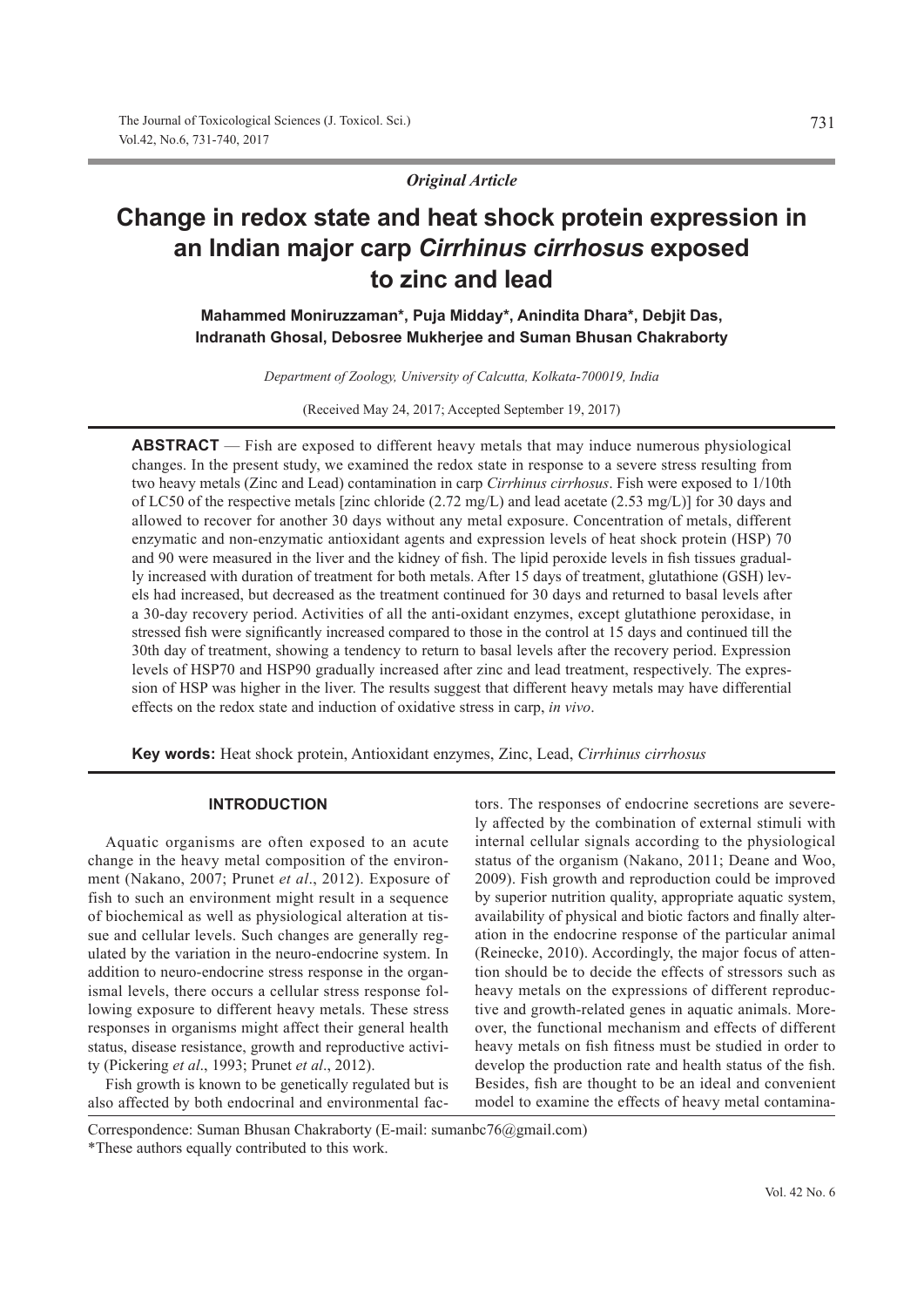*Original Article*

# Change in redox state and heat shock protein expression in an Indian major carp *Cirrhinus cirrhosus* exposed to zinc and lead

**Mahammed Moniruzzaman\*, Puja Midday\*, Anindita Dhara\*, Debjit Das, Indranath Ghosal, Debosree Mukherjee and Suman Bhusan Chakraborty**

*Department of Zoology, University of Calcutta, Kolkata-700019, India*

(Received May 24, 2017; Accepted September 19, 2017)

**ABSTRACT** — Fish are exposed to different heavy metals that may induce numerous physiological changes. In the present study, we examined the redox state in response to a severe stress resulting from two heavy metals (Zinc and Lead) contamination in carp *Cirrhinus cirrhosus*. Fish were exposed to 1/10th of LC50 of the respective metals [zinc chloride (2.72 mg/L) and lead acetate (2.53 mg/L)] for 30 days and allowed to recover for another 30 days without any metal exposure. Concentration of metals, different enzymatic and non-enzymatic antioxidant agents and expression levels of heat shock protein (HSP) 70 and 90 were measured in the liver and the kidney of fish. The lipid peroxide levels in fish tissues gradually increased with duration of treatment for both metals. After 15 days of treatment, glutathione (GSH) levels had increased, but decreased as the treatment continued for 30 days and returned to basal levels after a 30-day recovery period. Activities of all the anti-oxidant enzymes, except glutathione peroxidase, in stressed fish were significantly increased compared to those in the control at 15 days and continued till the 30th day of treatment, showing a tendency to return to basal levels after the recovery period. Expression levels of HSP70 and HSP90 gradually increased after zinc and lead treatment, respectively. The expression of HSP was higher in the liver. The results suggest that different heavy metals may have differential effects on the redox state and induction of oxidative stress in carp, *in vivo*.

**Key words:** Heat shock protein, Antioxidant enzymes, Zinc, Lead, *Cirrhinus cirrhosus*

## INTRODUCTION

Aquatic organisms are often exposed to an acute change in the heavy metal composition of the environment (Nakano, 2007; Prunet *et al*., 2012). Exposure of fish to such an environment might result in a sequence of biochemical as well as physiological alteration at tissue and cellular levels. Such changes are generally regulated by the variation in the neuro-endocrine system. In addition to neuro-endocrine stress response in the organismal levels, there occurs a cellular stress response following exposure to different heavy metals. These stress responses in organisms might affect their general health status, disease resistance, growth and reproductive activity (Pickering *et al*., 1993; Prunet *et al*., 2012).

Fish growth is known to be genetically regulated but is also affected by both endocrinal and environmental factors. The responses of endocrine secretions are severely affected by the combination of external stimuli with internal cellular signals according to the physiological status of the organism (Nakano, 2011; Deane and Woo, 2009). Fish growth and reproduction could be improved by superior nutrition quality, appropriate aquatic system, availability of physical and biotic factors and finally alteration in the endocrine response of the particular animal (Reinecke, 2010). Accordingly, the major focus of attention should be to decide the effects of stressors such as heavy metals on the expressions of different reproductive and growth-related genes in aquatic animals. Moreover, the functional mechanism and effects of different heavy metals on fish fitness must be studied in order to develop the production rate and health status of the fish. Besides, fish are thought to be an ideal and convenient model to examine the effects of heavy metal contamina-

Correspondence: Suman Bhusan Chakraborty (E-mail: sumanbc76@gmail.com)
\*These authors equally contributed to this work.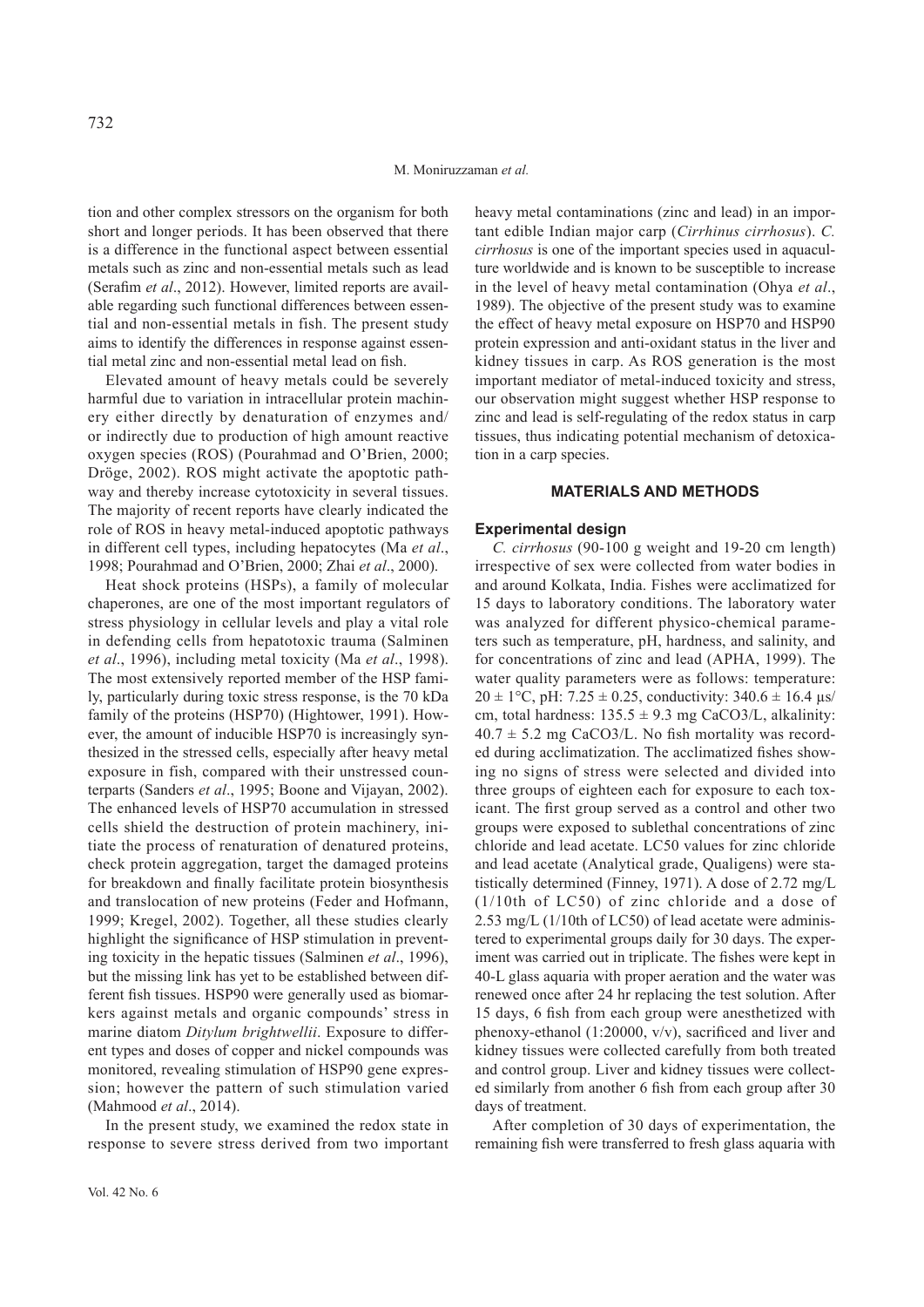tion and other complex stressors on the organism for both short and longer periods. It has been observed that there is a difference in the functional aspect between essential metals such as zinc and non-essential metals such as lead (Serafim *et al*., 2012). However, limited reports are available regarding such functional differences between essential and non-essential metals in fish. The present study aims to identify the differences in response against essential metal zinc and non-essential metal lead on fish.

Elevated amount of heavy metals could be severely harmful due to variation in intracellular protein machinery either directly by denaturation of enzymes and/or indirectly due to production of high amount reactive oxygen species (ROS) (Pourahmad and O'Brien, 2000; Dröge, 2002). ROS might activate the apoptotic pathway and thereby increase cytotoxicity in several tissues. The majority of recent reports have clearly indicated the role of ROS in heavy metal-induced apoptotic pathways in different cell types, including hepatocytes (Ma *et al*., 1998; Pourahmad and O'Brien, 2000; Zhai *et al*., 2000).

Heat shock proteins (HSPs), a family of molecular chaperones, are one of the most important regulators of stress physiology in cellular levels and play a vital role in defending cells from hepatotoxic trauma (Salminen *et al*., 1996), including metal toxicity (Ma *et al*., 1998). The most extensively reported member of the HSP family, particularly during toxic stress response, is the 70 kDa family of the proteins (HSP70) (Hightower, 1991). However, the amount of inducible HSP70 is increasingly synthesized in the stressed cells, especially after heavy metal exposure in fish, compared with their unstressed counterparts (Sanders *et al*., 1995; Boone and Vijayan, 2002). The enhanced levels of HSP70 accumulation in stressed cells shield the destruction of protein machinery, initiate the process of renaturation of denatured proteins, check protein aggregation, target the damaged proteins for breakdown and finally facilitate protein biosynthesis and translocation of new proteins (Feder and Hofmann, 1999; Kregel, 2002). Together, all these studies clearly highlight the significance of HSP stimulation in preventing toxicity in the hepatic tissues (Salminen *et al*., 1996), but the missing link has yet to be established between different fish tissues. HSP90 were generally used as biomarkers against metals and organic compounds' stress in marine diatom *Ditylum brightwellii*. Exposure to different types and doses of copper and nickel compounds was monitored, revealing stimulation of HSP90 gene expression; however the pattern of such stimulation varied (Mahmood *et al*., 2014).

In the present study, we examined the redox state in response to severe stress derived from two important heavy metal contaminations (zinc and lead) in an important edible Indian major carp (*Cirrhinus cirrhosus*). *C. cirrhosus* is one of the important species used in aquaculture worldwide and is known to be susceptible to increase in the level of heavy metal contamination (Ohya *et al*., 1989). The objective of the present study was to examine the effect of heavy metal exposure on HSP70 and HSP90 protein expression and anti-oxidant status in the liver and kidney tissues in carp. As ROS generation is the most important mediator of metal-induced toxicity and stress, our observation might suggest whether HSP response to zinc and lead is self-regulating of the redox status in carp tissues, thus indicating potential mechanism of detoxication in a carp species.

## MATERIALS AND METHODS

### Experimental design

*C. cirrhosus* (90-100 g weight and 19-20 cm length) irrespective of sex were collected from water bodies in and around Kolkata, India. Fishes were acclimatized for 15 days to laboratory conditions. The laboratory water was analyzed for different physico-chemical parameters such as temperature, pH, hardness, and salinity, and for concentrations of zinc and lead (APHA, 1999). The water quality parameters were as follows: temperature: $20 \pm 1$°C, pH: $7.25 \pm 0.25$, conductivity: $340.6 \pm 16.4$ µs/cm, total hardness: $135.5 \pm 9.3$ mg $CaCO_3$/L, alkalinity: $40.7 \pm 5.2$ mg $CaCO_3$/L. No fish mortality was recorded during acclimatization. The acclimatized fishes showing no signs of stress were selected and divided into three groups of eighteen each for exposure to each toxicant. The first group served as a control and other two groups were exposed to sublethal concentrations of zinc chloride and lead acetate. LC50 values for zinc chloride and lead acetate (Analytical grade, Qualigens) were statistically determined (Finney, 1971). A dose of 2.72 mg/L (1/10th of LC50) of zinc chloride and a dose of 2.53 mg/L (1/10th of LC50) of lead acetate were administered to experimental groups daily for 30 days. The experiment was carried out in triplicate. The fishes were kept in 40-L glass aquaria with proper aeration and the water was renewed once after 24 hr replacing the test solution. After 15 days, 6 fish from each group were anesthetized with phenoxy-ethanol (1:20000, v/v), sacrificed and liver and kidney tissues were collected carefully from both treated and control group. Liver and kidney tissues were collected similarly from another 6 fish from each group after 30 days of treatment.

After completion of 30 days of experimentation, the remaining fish were transferred to fresh glass aquaria with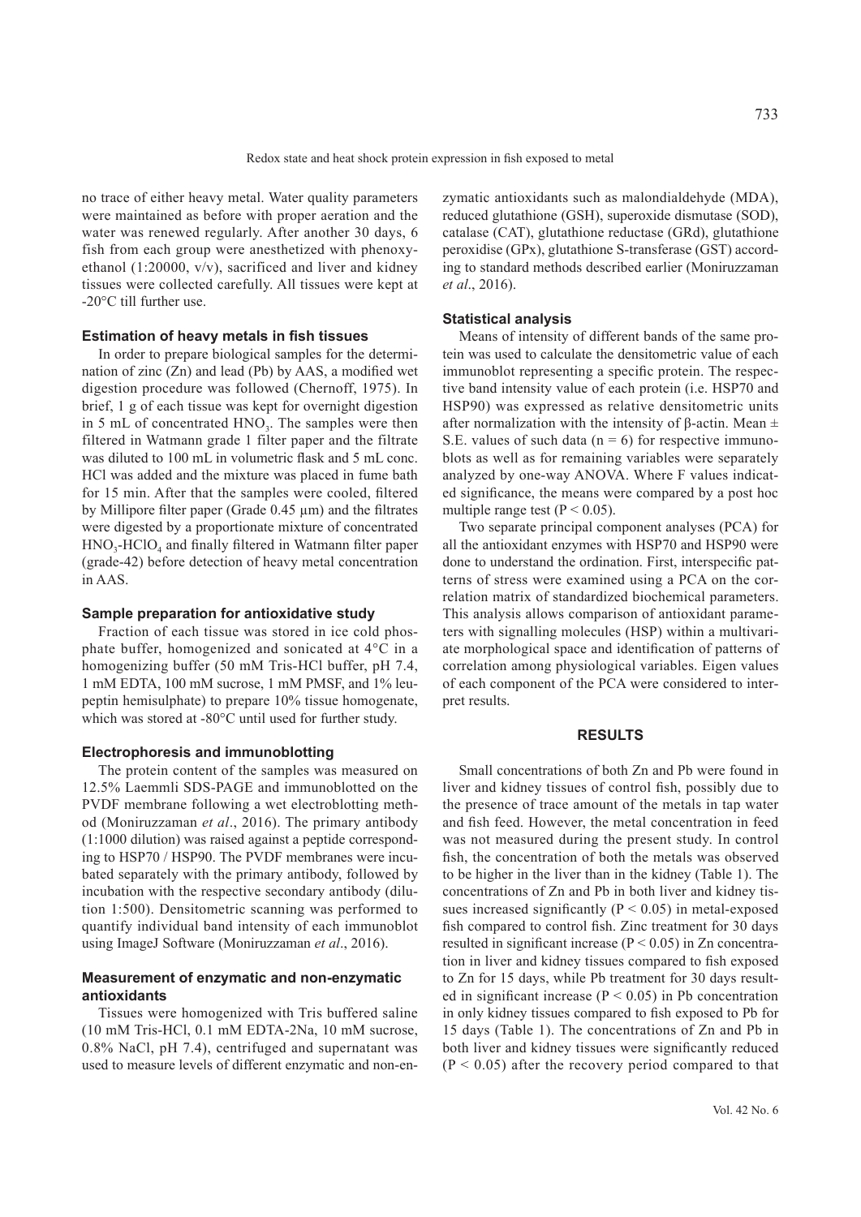no trace of either heavy metal. Water quality parameters were maintained as before with proper aeration and the water was renewed regularly. After another 30 days, 6 fish from each group were anesthetized with phenoxyethanol (1:20000, v/v), sacrificed and liver and kidney tissues were collected carefully. All tissues were kept at -20°C till further use.

### Estimation of heavy metals in fish tissues

In order to prepare biological samples for the determination of zinc (Zn) and lead (Pb) by AAS, a modified wet digestion procedure was followed (Chernoff, 1975). In brief, 1 g of each tissue was kept for overnight digestion in 5 mL of concentrated $HNO_3$. The samples were then filtered in Watmann grade 1 filter paper and the filtrate was diluted to 100 mL in volumetric flask and 5 mL conc. HCl was added and the mixture was placed in fume bath for 15 min. After that the samples were cooled, filtered by Millipore filter paper (Grade 0.45 μm) and the filtrates were digested by a proportionate mixture of concentrated $HNO_3$-$HClO_4$ and finally filtered in Watmann filter paper (grade-42) before detection of heavy metal concentration in AAS.

### Sample preparation for antioxidative study

Fraction of each tissue was stored in ice cold phosphate buffer, homogenized and sonicated at 4°C in a homogenizing buffer (50 mM Tris-HCl buffer, pH 7.4, 1 mM EDTA, 100 mM sucrose, 1 mM PMSF, and 1% leupeptin hemisulphate) to prepare 10% tissue homogenate, which was stored at -80°C until used for further study.

### Electrophoresis and immunoblotting

The protein content of the samples was measured on 12.5% Laemmli SDS-PAGE and immunoblotted on the PVDF membrane following a wet electroblotting method (Moniruzzaman *et al*., 2016). The primary antibody (1:1000 dilution) was raised against a peptide corresponding to HSP70 / HSP90. The PVDF membranes were incubated separately with the primary antibody, followed by incubation with the respective secondary antibody (dilution 1:500). Densitometric scanning was performed to quantify individual band intensity of each immunoblot using ImageJ Software (Moniruzzaman *et al*., 2016).

### Measurement of enzymatic and non-enzymatic antioxidants

Tissues were homogenized with Tris buffered saline (10 mM Tris-HCl, 0.1 mM EDTA-2Na, 10 mM sucrose, 0.8% NaCl, pH 7.4), centrifuged and supernatant was used to measure levels of different enzymatic and non-enzymatic antioxidants such as malondialdehyde (MDA), reduced glutathione (GSH), superoxide dismutase (SOD), catalase (CAT), glutathione reductase (GRd), glutathione peroxidise (GPx), glutathione S-transferase (GST) according to standard methods described earlier (Moniruzzaman *et al*., 2016).

### Statistical analysis

Means of intensity of different bands of the same protein was used to calculate the densitometric value of each immunoblot representing a specific protein. The respective band intensity value of each protein (i.e. HSP70 and HSP90) was expressed as relative densitometric units after normalization with the intensity of β-actin. Mean ± S.E. values of such data ($n = 6$) for respective immunoblots as well as for remaining variables were separately analyzed by one-way ANOVA. Where F values indicated significance, the means were compared by a post hoc multiple range test ($P < 0.05$).

Two separate principal component analyses (PCA) for all the antioxidant enzymes with HSP70 and HSP90 were done to understand the ordination. First, interspecific patterns of stress were examined using a PCA on the correlation matrix of standardized biochemical parameters. This analysis allows comparison of antioxidant parameters with signalling molecules (HSP) within a multivariate morphological space and identification of patterns of correlation among physiological variables. Eigen values of each component of the PCA were considered to interpret results.

## RESULTS

Small concentrations of both Zn and Pb were found in liver and kidney tissues of control fish, possibly due to the presence of trace amount of the metals in tap water and fish feed. However, the metal concentration in feed was not measured during the present study. In control fish, the concentration of both the metals was observed to be higher in the liver than in the kidney (Table 1). The concentrations of Zn and Pb in both liver and kidney tissues increased significantly ($P < 0.05$) in metal-exposed fish compared to control fish. Zinc treatment for 30 days resulted in significant increase ($P < 0.05$) in Zn concentration in liver and kidney tissues compared to fish exposed to Zn for 15 days, while Pb treatment for 30 days resulted in significant increase ($P < 0.05$) in Pb concentration in only kidney tissues compared to fish exposed to Pb for 15 days (Table 1). The concentrations of Zn and Pb in both liver and kidney tissues were significantly reduced ($P < 0.05$) after the recovery period compared to that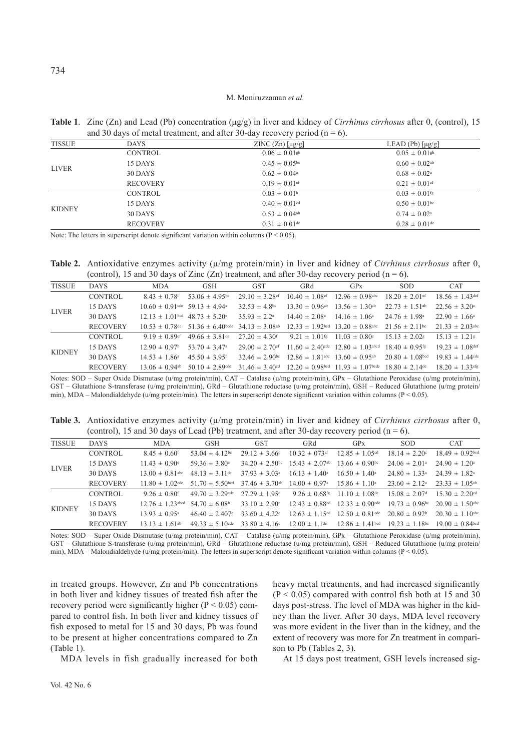**Table 1**. Zinc (Zn) and Lead (Pb) concentration (μg/g) in liver and kidney of *Cirrhinus cirrhosus* after 0, (control), 15 and 30 days of metal treatment, and after 30-day recovery period (n = 6).

| TISSUE | DAYS | ZINC (Zn) [μg/g] | LEAD (Pb) [μg/g] |
|---|---|---|---|
| LIVER | CONTROL | $0.06 \pm 0.01^{gh}$ | $0.05 \pm 0.01^{gh}$ |
| | 15 DAYS | $0.45 \pm 0.05^{bc}$ | $0.60 \pm 0.02^{ab}$ |
| | 30 DAYS | $0.62 \pm 0.04^{a}$ | $0.68 \pm 0.02^{a}$ |
| | RECOVERY | $0.19 \pm 0.01^{ef}$ | $0.21 \pm 0.01^{ef}$ |
| KIDNEY | CONTROL | $0.03 \pm 0.01^{h}$ | $0.03 \pm 0.01^{fg}$ |
| | 15 DAYS | $0.40 \pm 0.01^{cd}$ | $0.50 \pm 0.01^{bc}$ |
| | 30 DAYS | $0.53 \pm 0.04^{ab}$ | $0.74 \pm 0.02^{a}$ |
| | RECOVERY | $0.31 \pm 0.01^{de}$ | $0.28 \pm 0.01^{de}$ |

Note: The letters in superscript denote significant variation within columns ($P < 0.05$).

**Table 2.** Antioxidative enzymes activity (μ/mg protein/min) in liver and kidney of *Cirrhinus cirrhosus* after 0, (control), 15 and 30 days of Zinc (Zn) treatment, and after 30-day recovery period (n = 6).

| TISSUE | DAYS | MDA | GSH | GST | GRd | GPx | SOD | CAT |
|---|---|---|---|---|---|---|---|---|
| LIVER | CONTROL | $8.43 \pm 0.78^{f}$ | $53.06 \pm 4.95^{bc}$ | $29.10 \pm 3.28^{ef}$ | $10.40 \pm 1.08^{ef}$ | $12.96 \pm 0.98^{abc}$ | $18.20 \pm 2.01^{ef}$ | $18.56 \pm 1.43^{def}$ |
| | 15 DAYS | $10.60 \pm 0.91^{cde}$ | $59.13 \pm 4.94^{a}$ | $32.53 \pm 4.8^{bc}$ | $13.30 \pm 0.96^{ab}$ | $13.56 \pm 1.30^{ab}$ | $22.73 \pm 1.51^{ab}$ | $22.56 \pm 3.20^{a}$ |
| | 30 DAYS | $12.13 \pm 1.01^{bcd}$ | $48.73 \pm 5.20^{e}$ | $35.93 \pm 2.2^{a}$ | $14.40 \pm 2.08^{a}$ | $14.16 \pm 1.06^{a}$ | $24.76 \pm 1.98^{a}$ | $22.90 \pm 1.66^{a}$ |
| | RECOVERY | $10.53 \pm 0.78^{de}$ | $51.36 \pm 6.40^{bcde}$ | $34.13 \pm 3.08^{ab}$ | $12.33 \pm 1.92^{bcd}$ | $13.20 \pm 0.88^{abc}$ | $21.56 \pm 2.11^{bc}$ | $21.33 \pm 2.03^{abc}$ |
| KIDNEY | CONTROL | $9.19 \pm 0.89^{ef}$ | $49.66 \pm 3.81^{de}$ | $27.20 \pm 4.30^{f}$ | $9.21 \pm 1.01^{fg}$ | $11.03 \pm 0.80^{e}$ | $15.13 \pm 2.02^{g}$ | $15.13 \pm 1.21^{g}$ |
| | 15 DAYS | $12.90 \pm 0.97^{b}$ | $53.70 \pm 3.47^{a}$ | $29.00 \pm 2.70^{ef}$ | $11.60 \pm 2.40^{cde}$ | $12.80 \pm 1.03^{abcd}$ | $18.40 \pm 0.95^{fg}$ | $19.23 \pm 1.08^{def}$ |
| | 30 DAYS | $14.53 \pm 1.86^{a}$ | $45.50 \pm 3.95^{f}$ | $32.46 \pm 2.90^{bc}$ | $12.86 \pm 1.81^{abc}$ | $13.60 \pm 0.95^{ab}$ | $20.80 \pm 1.08^{bcd}$ | $19.83 \pm 1.44^{cde}$ |
| | RECOVERY | $13.06 \pm 0.94^{ab}$ | $50.10 \pm 2.89^{cde}$ | $31.46 \pm 3.40^{cd}$ | $12.20 \pm 0.98^{bcd}$ | $11.93 \pm 1.07^{bcde}$ | $18.80 \pm 2.14^{de}$ | $18.20 \pm 1.33^{efg}$ |

Notes: SOD – Super Oxide Dismutase (u/mg protein/min), CAT – Catalase (u/mg protein/min), GPx – Glutathione Peroxidase (u/mg protein/min), GST – Glutathione S-transferase (u/mg protein/min), GRd – Glutathione reductase (u/mg protein/min), GSH – Reduced Glutathione (u/mg protein/min), MDA – Malondialdehyde (u/mg protein/min). The letters in superscript denote significant variation within columns ($P < 0.05$).

**Table 3.** Antioxidative enzymes activity (μ/mg protein/min) in liver and kidney of *Cirrhinus cirrhosus* after 0, (control), 15 and 30 days of Lead (Pb) treatment, and after 30-day recovery period (n = 6).

| TISSUE | DAYS | MDA | GSH | GST | GRd | GPx | SOD | CAT |
|---|---|---|---|---|---|---|---|---|
| LIVER | CONTROL | $8.45 \pm 0.60^{f}$ | $53.04 \pm 4.12^{bc}$ | $29.12 \pm 3.66^{d}$ | $10.32 \pm 073^{ef}$ | $12.85 \pm 1.05^{cd}$ | $18.14 \pm 2.20^{c}$ | $18.49 \pm 0.92^{bcd}$ |
| | 15 DAYS | $11.43 \pm 0.90^{e}$ | $59.36 \pm 3.80^{a}$ | $34.20 \pm 2.50^{bc}$ | $15.43 \pm 2.07^{ab}$ | $13.66 \pm 0.90^{bc}$ | $24.06 \pm 2.01^{a}$ | $24.90 \pm 1.20^{a}$ |
| | 30 DAYS | $13.00 \pm 0.81^{abc}$ | $48.13 \pm 3.11^{de}$ | $37.93 \pm 3.03^{a}$ | $16.13 \pm 1.40^{a}$ | $16.50 \pm 1.40^{a}$ | $24.80 \pm 1.33^{a}$ | $24.39 \pm 1.82^{a}$ |
| | RECOVERY | $11.80 \pm 1.02^{cde}$ | $51.70 \pm 5.50^{bcd}$ | $37.46 \pm 3.70^{ab}$ | $14.00 \pm 0.97^{a}$ | $15.86 \pm 1.10^{a}$ | $23.60 \pm 2.12^{a}$ | $23.33 \pm 1.05^{ab}$ |
| KIDNEY | CONTROL | $9.26 \pm 0.80^{f}$ | $49.70 \pm 3.29^{cde}$ | $27.29 \pm 1.95^{d}$ | $9.26 \pm 0.68^{fg}$ | $11.10 \pm 1.08^{de}$ | $15.08 \pm 2.07^{d}$ | $15.30 \pm 2.20^{cd}$ |
| | 15 DAYS | $12.76 \pm 1.23^{abcd}$ | $54.70 \pm 6.08^{b}$ | $33.10 \pm 2.90^{c}$ | $12.43 \pm 0.88^{cd}$ | $12.33 \pm 0.90^{cde}$ | $19.73 \pm 0.96^{bc}$ | $20.90 \pm 1.50^{abc}$ |
| | 30 DAYS | $13.93 \pm 0.95^{a}$ | $46.40 \pm 2.407^{e}$ | $33.60 \pm 4.22^{c}$ | $12.63 \pm 1.15^{cd}$ | $12.50 \pm 0.81^{cde}$ | $20.80 \pm 0.92^{b}$ | $20.30 \pm 1.10^{abc}$ |
| | RECOVERY | $13.13 \pm 1.61^{ab}$ | $49.33 \pm 5.10^{cde}$ | $33.80 \pm 4.16^{c}$ | $12.00 \pm 1.1^{de}$ | $12.86 \pm 1.41^{bcd}$ | $19.23 \pm 1.18^{bc}$ | $19.00 \pm 0.84^{bcd}$ |

Notes: SOD – Super Oxide Dismutase (u/mg protein/min), CAT – Catalase (u/mg protein/min), GPx – Glutathione Peroxidase (u/mg protein/min), GST – Glutathione S-transferase (u/mg protein/min), GRd – Glutathione reductase (u/mg protein/min), GSH – Reduced Glutathione (u/mg protein/min), MDA – Malondialdehyde (u/mg protein/min). The letters in superscript denote significant variation within columns ($P < 0.05$).

in treated groups. However, Zn and Pb concentrations in both liver and kidney tissues of treated fish after the recovery period were significantly higher ($P < 0.05$) compared to control fish. In both liver and kidney tissues of fish exposed to metal for 15 and 30 days, Pb was found to be present at higher concentrations compared to Zn (Table 1).

MDA levels in fish gradually increased for both heavy metal treatments, and had increased significantly ($P < 0.05$) compared with both control fish both at 15 and 30 days post-stress. The level of MDA was higher in the kidney than the liver. After 30 days, MDA level recovery was more evident in the liver than in the kidney, and the extent of recovery was more for Zn treatment in comparison to Pb (Tables 2, 3).

At 15 days post treatment, GSH levels increased sig-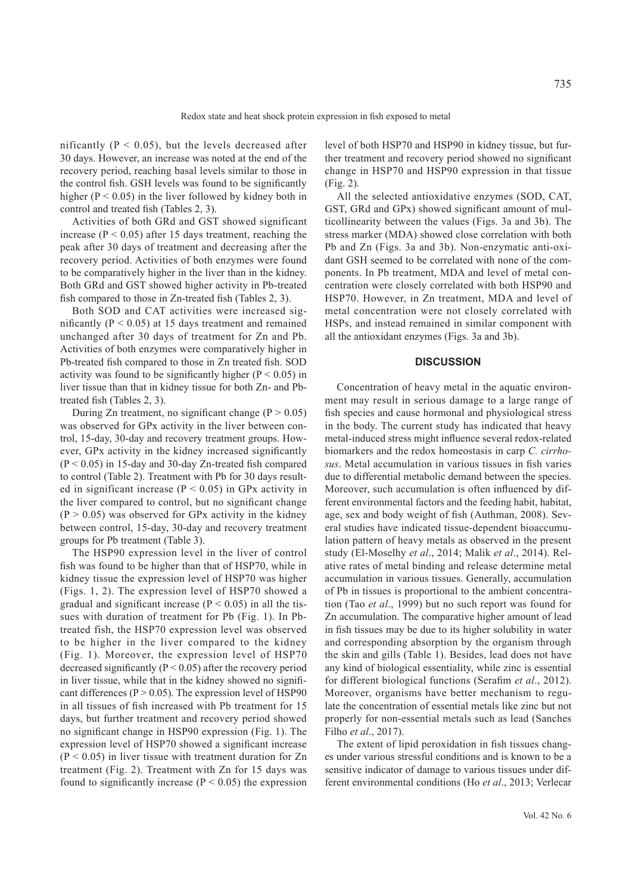nificantly ($P < 0.05$), but the levels decreased after 30 days. However, an increase was noted at the end of the recovery period, reaching basal levels similar to those in the control fish. GSH levels was found to be significantly higher ($P < 0.05$) in the liver followed by kidney both in control and treated fish (Tables 2, 3).

Activities of both GRd and GST showed significant increase ($P < 0.05$) after 15 days treatment, reaching the peak after 30 days of treatment and decreasing after the recovery period. Activities of both enzymes were found to be comparatively higher in the liver than in the kidney. Both GRd and GST showed higher activity in Pb-treated fish compared to those in Zn-treated fish (Tables 2, 3).

Both SOD and CAT activities were increased significantly ($P < 0.05$) at 15 days treatment and remained unchanged after 30 days of treatment for Zn and Pb. Activities of both enzymes were comparatively higher in Pb-treated fish compared to those in Zn treated fish. SOD activity was found to be significantly higher ($P < 0.05$) in liver tissue than that in kidney tissue for both Zn- and Pb-treated fish (Tables 2, 3).

During Zn treatment, no significant change ($P > 0.05$) was observed for GPx activity in the liver between control, 15-day, 30-day and recovery treatment groups. However, GPx activity in the kidney increased significantly ($P < 0.05$) in 15-day and 30-day Zn-treated fish compared to control (Table 2). Treatment with Pb for 30 days resulted in significant increase ($P < 0.05$) in GPx activity in the liver compared to control, but no significant change ($P > 0.05$) was observed for GPx activity in the kidney between control, 15-day, 30-day and recovery treatment groups for Pb treatment (Table 3).

The HSP90 expression level in the liver of control fish was found to be higher than that of HSP70, while in kidney tissue the expression level of HSP70 was higher (Figs. 1, 2). The expression level of HSP70 showed a gradual and significant increase ($P < 0.05$) in all the tissues with duration of treatment for Pb (Fig. 1). In Pb-treated fish, the HSP70 expression level was observed to be higher in the liver compared to the kidney (Fig. 1). Moreover, the expression level of HSP70 decreased significantly ($P < 0.05$) after the recovery period in liver tissue, while that in the kidney showed no significant differences ($P > 0.05$). The expression level of HSP90 in all tissues of fish increased with Pb treatment for 15 days, but further treatment and recovery period showed no significant change in HSP90 expression (Fig. 1). The expression level of HSP70 showed a significant increase ($P < 0.05$) in liver tissue with treatment duration for Zn treatment (Fig. 2). Treatment with Zn for 15 days was found to significantly increase ($P < 0.05$) the expression level of both HSP70 and HSP90 in kidney tissue, but further treatment and recovery period showed no significant change in HSP70 and HSP90 expression in that tissue (Fig. 2).

All the selected antioxidative enzymes (SOD, CAT, GST, GRd and GPx) showed significant amount of multicollinearity between the values (Figs. 3a and 3b). The stress marker (MDA) showed close correlation with both Pb and Zn (Figs. 3a and 3b). Non-enzymatic anti-oxidant GSH seemed to be correlated with none of the components. In Pb treatment, MDA and level of metal concentration were closely correlated with both HSP90 and HSP70. However, in Zn treatment, MDA and level of metal concentration were not closely correlated with HSPs, and instead remained in similar component with all the antioxidant enzymes (Figs. 3a and 3b).

## DISCUSSION

Concentration of heavy metal in the aquatic environment may result in serious damage to a large range of fish species and cause hormonal and physiological stress in the body. The current study has indicated that heavy metal-induced stress might influence several redox-related biomarkers and the redox homeostasis in carp *C. cirrhosus*. Metal accumulation in various tissues in fish varies due to differential metabolic demand between the species. Moreover, such accumulation is often influenced by different environmental factors and the feeding habit, habitat, age, sex and body weight of fish (Authman, 2008). Several studies have indicated tissue-dependent bioaccumulation pattern of heavy metals as observed in the present study (El-Moselhy *et al*., 2014; Malik *et al*., 2014). Relative rates of metal binding and release determine metal accumulation in various tissues. Generally, accumulation of Pb in tissues is proportional to the ambient concentration (Tao *et al*., 1999) but no such report was found for Zn accumulation. The comparative higher amount of lead in fish tissues may be due to its higher solubility in water and corresponding absorption by the organism through the skin and gills (Table 1). Besides, lead does not have any kind of biological essentiality, while zinc is essential for different biological functions (Serafim *et al*., 2012). Moreover, organisms have better mechanism to regulate the concentration of essential metals like zinc but not properly for non-essential metals such as lead (Sanches Filho *et al*., 2017).

The extent of lipid peroxidation in fish tissues changes under various stressful conditions and is known to be a sensitive indicator of damage to various tissues under different environmental conditions (Ho *et al*., 2013; Verlecar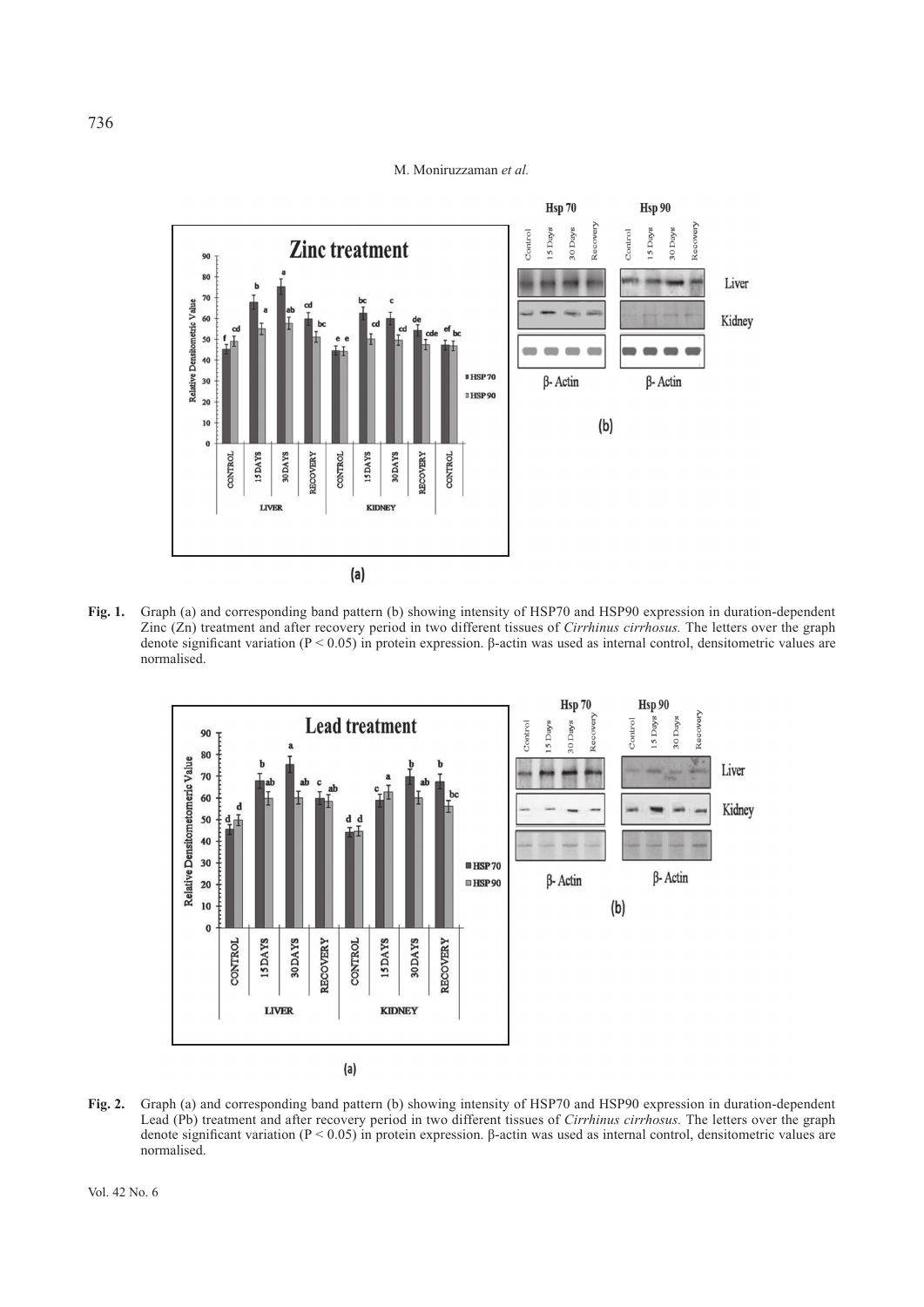**Fig. 1.** Graph (a) and corresponding band pattern (b) showing intensity of HSP70 and HSP90 expression in duration-dependent Zinc (Zn) treatment and after recovery period in two different tissues of *Cirrhinus cirrhosus.* The letters over the graph denote significant variation ($P < 0.05$) in protein expression. β-actin was used as internal control, densitometric values are normalised.

**Fig. 2.** Graph (a) and corresponding band pattern (b) showing intensity of HSP70 and HSP90 expression in duration-dependent Lead (Pb) treatment and after recovery period in two different tissues of *Cirrhinus cirrhosus.* The letters over the graph denote significant variation ($P < 0.05$) in protein expression. β-actin was used as internal control, densitometric values are normalised.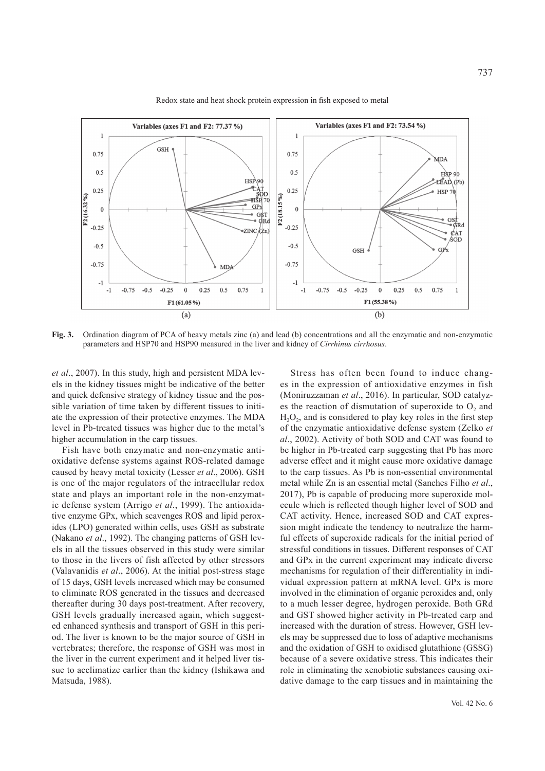**Fig. 3.** Ordination diagram of PCA of heavy metals zinc (a) and lead (b) concentrations and all the enzymatic and non-enzymatic parameters and HSP70 and HSP90 measured in the liver and kidney of *Cirrhinus cirrhosus*.

*et al*., 2007). In this study, high and persistent MDA levels in the kidney tissues might be indicative of the better and quick defensive strategy of kidney tissue and the possible variation of time taken by different tissues to initiate the expression of their protective enzymes. The MDA level in Pb-treated tissues was higher due to the metal's higher accumulation in the carp tissues.

Fish have both enzymatic and non-enzymatic antioxidative defense systems against ROS-related damage caused by heavy metal toxicity (Lesser *et al*., 2006). GSH is one of the major regulators of the intracellular redox state and plays an important role in the non-enzymatic defense system (Arrigo *et al*., 1999). The antioxidative enzyme GPx, which scavenges ROS and lipid peroxides (LPO) generated within cells, uses GSH as substrate (Nakano *et al*., 1992). The changing patterns of GSH levels in all the tissues observed in this study were similar to those in the livers of fish affected by other stressors (Valavanidis *et al*., 2006). At the initial post-stress stage of 15 days, GSH levels increased which may be consumed to eliminate ROS generated in the tissues and decreased thereafter during 30 days post-treatment. After recovery, GSH levels gradually increased again, which suggested enhanced synthesis and transport of GSH in this period. The liver is known to be the major source of GSH in vertebrates; therefore, the response of GSH was most in the liver in the current experiment and it helped liver tissue to acclimatize earlier than the kidney (Ishikawa and Matsuda, 1988).

Stress has often been found to induce changes in the expression of antioxidative enzymes in fish (Moniruzzaman *et al*., 2016). In particular, SOD catalyzes the reaction of dismutation of superoxide to $O_2$ and $H_2O_2$, and is considered to play key roles in the first step of the enzymatic antioxidative defense system (Zelko *et al*., 2002). Activity of both SOD and CAT was found to be higher in Pb-treated carp suggesting that Pb has more adverse effect and it might cause more oxidative damage to the carp tissues. As Pb is non-essential environmental metal while Zn is an essential metal (Sanches Filho *et al*., 2017), Pb is capable of producing more superoxide molecule which is reflected though higher level of SOD and CAT activity. Hence, increased SOD and CAT expression might indicate the tendency to neutralize the harmful effects of superoxide radicals for the initial period of stressful conditions in tissues. Different responses of CAT and GPx in the current experiment may indicate diverse mechanisms for regulation of their differentiality in individual expression pattern at mRNA level. GPx is more involved in the elimination of organic peroxides and, only to a much lesser degree, hydrogen peroxide. Both GRd and GST showed higher activity in Pb-treated carp and increased with the duration of stress. However, GSH levels may be suppressed due to loss of adaptive mechanisms and the oxidation of GSH to oxidised glutathione (GSSG) because of a severe oxidative stress. This indicates their role in eliminating the xenobiotic substances causing oxidative damage to the carp tissues and in maintaining the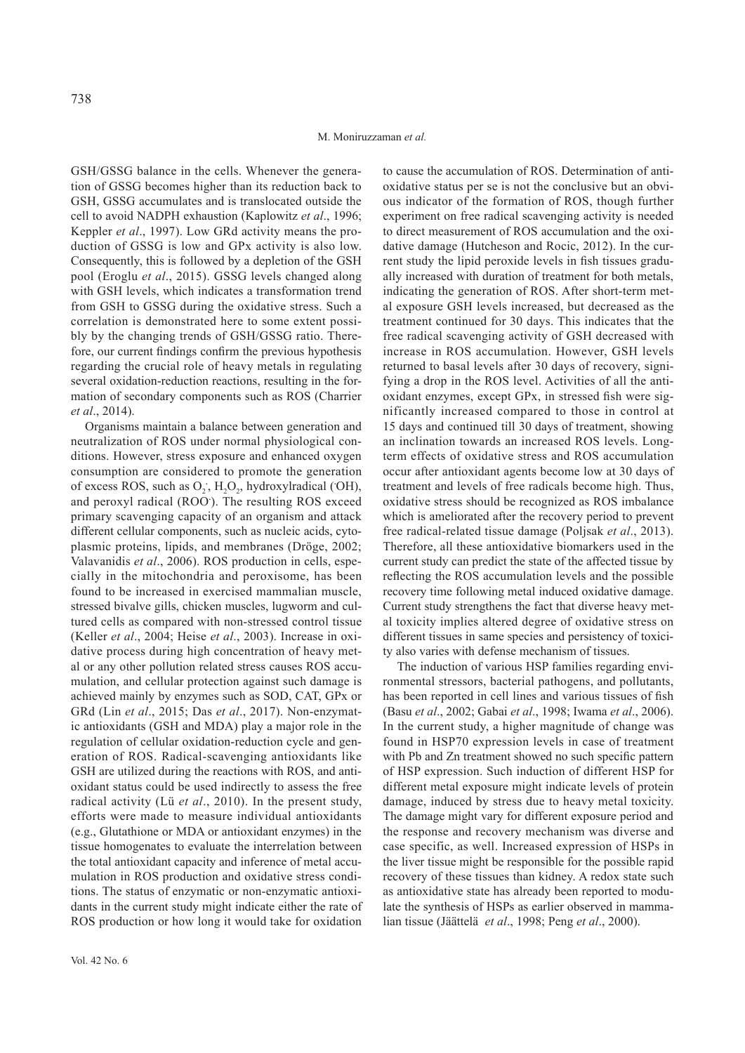GSH/GSSG balance in the cells. Whenever the generation of GSSG becomes higher than its reduction back to GSH, GSSG accumulates and is translocated outside the cell to avoid NADPH exhaustion (Kaplowitz *et al*., 1996; Keppler *et al*., 1997). Low GRd activity means the production of GSSG is low and GPx activity is also low. Consequently, this is followed by a depletion of the GSH pool (Eroglu *et al*., 2015). GSSG levels changed along with GSH levels, which indicates a transformation trend from GSH to GSSG during the oxidative stress. Such a correlation is demonstrated here to some extent possibly by the changing trends of GSH/GSSG ratio. Therefore, our current findings confirm the previous hypothesis regarding the crucial role of heavy metals in regulating several oxidation-reduction reactions, resulting in the formation of secondary components such as ROS (Charrier *et al*., 2014).

Organisms maintain a balance between generation and neutralization of ROS under normal physiological conditions. However, stress exposure and enhanced oxygen consumption are considered to promote the generation of excess ROS, such as $O_2^{\cdot}$, $H_2O_2$, hydroxylradical ($^{\cdot}OH$), and peroxyl radical ($ROO^{\cdot}$). The resulting ROS exceed primary scavenging capacity of an organism and attack different cellular components, such as nucleic acids, cytoplasmic proteins, lipids, and membranes (Dröge, 2002; Valavanidis *et al*., 2006). ROS production in cells, especially in the mitochondria and peroxisome, has been found to be increased in exercised mammalian muscle, stressed bivalve gills, chicken muscles, lugworm and cultured cells as compared with non-stressed control tissue (Keller *et al*., 2004; Heise *et al*., 2003). Increase in oxidative process during high concentration of heavy metal or any other pollution related stress causes ROS accumulation, and cellular protection against such damage is achieved mainly by enzymes such as SOD, CAT, GPx or GRd (Lin *et al*., 2015; Das *et al*., 2017). Non-enzymatic antioxidants (GSH and MDA) play a major role in the regulation of cellular oxidation-reduction cycle and generation of ROS. Radical-scavenging antioxidants like GSH are utilized during the reactions with ROS, and antioxidant status could be used indirectly to assess the free radical activity (Lü *et al*., 2010). In the present study, efforts were made to measure individual antioxidants (e.g., Glutathione or MDA or antioxidant enzymes) in the tissue homogenates to evaluate the interrelation between the total antioxidant capacity and inference of metal accumulation in ROS production and oxidative stress conditions. The status of enzymatic or non-enzymatic antioxidants in the current study might indicate either the rate of ROS production or how long it would take for oxidation to cause the accumulation of ROS. Determination of antioxidative status per se is not the conclusive but an obvious indicator of the formation of ROS, though further experiment on free radical scavenging activity is needed to direct measurement of ROS accumulation and the oxidative damage (Hutcheson and Rocic, 2012). In the current study the lipid peroxide levels in fish tissues gradually increased with duration of treatment for both metals, indicating the generation of ROS. After short-term metal exposure GSH levels increased, but decreased as the treatment continued for 30 days. This indicates that the free radical scavenging activity of GSH decreased with increase in ROS accumulation. However, GSH levels returned to basal levels after 30 days of recovery, signifying a drop in the ROS level. Activities of all the antioxidant enzymes, except GPx, in stressed fish were significantly increased compared to those in control at 15 days and continued till 30 days of treatment, showing an inclination towards an increased ROS levels. Long-term effects of oxidative stress and ROS accumulation occur after antioxidant agents become low at 30 days of treatment and levels of free radicals become high. Thus, oxidative stress should be recognized as ROS imbalance which is ameliorated after the recovery period to prevent free radical-related tissue damage (Poljsak *et al*., 2013). Therefore, all these antioxidative biomarkers used in the current study can predict the state of the affected tissue by reflecting the ROS accumulation levels and the possible recovery time following metal induced oxidative damage. Current study strengthens the fact that diverse heavy metal toxicity implies altered degree of oxidative stress on different tissues in same species and persistency of toxicity also varies with defense mechanism of tissues.

The induction of various HSP families regarding environmental stressors, bacterial pathogens, and pollutants, has been reported in cell lines and various tissues of fish (Basu *et al*., 2002; Gabai *et al*., 1998; Iwama *et al*., 2006). In the current study, a higher magnitude of change was found in HSP70 expression levels in case of treatment with Pb and Zn treatment showed no such specific pattern of HSP expression. Such induction of different HSP for different metal exposure might indicate levels of protein damage, induced by stress due to heavy metal toxicity. The damage might vary for different exposure period and the response and recovery mechanism was diverse and case specific, as well. Increased expression of HSPs in the liver tissue might be responsible for the possible rapid recovery of these tissues than kidney. A redox state such as antioxidative state has already been reported to modulate the synthesis of HSPs as earlier observed in mammalian tissue (Jäättelä *et al*., 1998; Peng *et al*., 2000).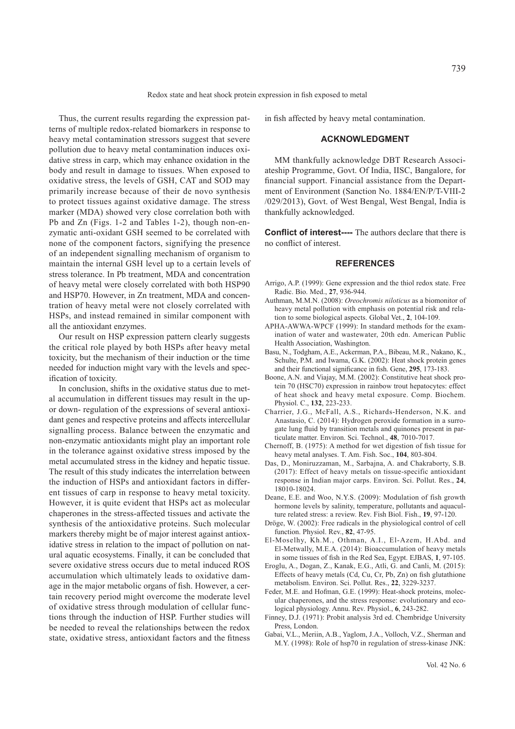Thus, the current results regarding the expression patterns of multiple redox-related biomarkers in response to heavy metal contamination stressors suggest that severe pollution due to heavy metal contamination induces oxidative stress in carp, which may enhance oxidation in the body and result in damage to tissues. When exposed to oxidative stress, the levels of GSH, CAT and SOD may primarily increase because of their de novo synthesis to protect tissues against oxidative damage. The stress marker (MDA) showed very close correlation both with Pb and Zn (Figs. 1-2 and Tables 1-2), though non-enzymatic anti-oxidant GSH seemed to be correlated with none of the component factors, signifying the presence of an independent signalling mechanism of organism to maintain the internal GSH level up to a certain levels of stress tolerance. In Pb treatment, MDA and concentration of heavy metal were closely correlated with both HSP90 and HSP70. However, in Zn treatment, MDA and concentration of heavy metal were not closely correlated with HSPs, and instead remained in similar component with all the antioxidant enzymes.

Our result on HSP expression pattern clearly suggests the critical role played by both HSPs after heavy metal toxicity, but the mechanism of their induction or the time needed for induction might vary with the levels and specification of toxicity.

In conclusion, shifts in the oxidative status due to metal accumulation in different tissues may result in the up- or down- regulation of the expressions of several antioxidant genes and respective proteins and affects intercellular signalling process. Balance between the enzymatic and non-enzymatic antioxidants might play an important role in the tolerance against oxidative stress imposed by the metal accumulated stress in the kidney and hepatic tissue. The result of this study indicates the interrelation between the induction of HSPs and antioxidant factors in different tissues of carp in response to heavy metal toxicity. However, it is quite evident that HSPs act as molecular chaperones in the stress-affected tissues and activate the synthesis of the antioxidative proteins. Such molecular markers thereby might be of major interest against antioxidative stress in relation to the impact of pollution on natural aquatic ecosystems. Finally, it can be concluded that severe oxidative stress occurs due to metal induced ROS accumulation which ultimately leads to oxidative damage in the major metabolic organs of fish. However, a certain recovery period might overcome the moderate level of oxidative stress through modulation of cellular functions through the induction of HSP. Further studies will be needed to reveal the relationships between the redox state, oxidative stress, antioxidant factors and the fitness in fish affected by heavy metal contamination.

## ACKNOWLEDGMENT

MM thankfully acknowledge DBT Research Associateship Programme, Govt. Of India, IISC, Bangalore, for financial support. Financial assistance from the Department of Environment (Sanction No. 1884/EN/P/T-VIII-2 /029/2013), Govt. of West Bengal, West Bengal, India is thankfully acknowledged.

**Conflict of interest----** The authors declare that there is no conflict of interest.

## REFERENCES

Arrigo, A.P. (1999): Gene expression and the thiol redox state. Free Radic. Bio. Med., **27**, 936-944.

Authman, M.M.N. (2008): *Oreochromis niloticus* as a biomonitor of heavy metal pollution with emphasis on potential risk and relation to some biological aspects. Global Vet., **2**, 104-109.

APHA-AWWA-WPCF (1999): In standard methods for the examination of water and wastewater, 20th edn. American Public Health Association, Washington.

Basu, N., Todgham, A.E., Ackerman, P.A., Bibeau, M.R., Nakano, K., Schulte, P.M. and Iwama, G.K. (2002): Heat shock protein genes and their functional significance in fish. Gene, **295**, 173-183.

Boone, A.N. and Viajay, M.M. (2002): Constitutive heat shock protein 70 (HSC70) expression in rainbow trout hepatocytes: effect of heat shock and heavy metal exposure. Comp. Biochem. Physiol. C., **132**, 223-233.

Charrier, J.G., McFall, A.S., Richards-Henderson, N.K. and Anastasio, C. (2014): Hydrogen peroxide formation in a surrogate lung fluid by transition metals and quinones present in particulate matter. Environ. Sci. Technol., **48**, 7010-7017.

Chernoff, B. (1975): A method for wet digestion of fish tissue for heavy metal analyses. T. Am. Fish. Soc., **104**, 803-804.

Das, D., Moniruzzaman, M., Sarbajna, A. and Chakraborty, S.B. (2017): Effect of heavy metals on tissue-specific antioxidant response in Indian major carps. Environ. Sci. Pollut. Res., **24**, 18010-18024.

Deane, E.E. and Woo, N.Y.S. (2009): Modulation of fish growth hormone levels by salinity, temperature, pollutants and aquaculture related stress: a review. Rev. Fish Biol. Fish., **19**, 97-120.

Dröge, W. (2002): Free radicals in the physiological control of cell function. Physiol. Rev., **82**, 47-95.

El-Moselhy, Kh.M., Othman, A.I., El-Azem, H.Abd. and El-Metwally, M.E.A. (2014): Bioaccumulation of heavy metals in some tissues of fish in the Red Sea, Egypt. EJBAS, **1**, 97-105.

Eroglu, A., Dogan, Z., Kanak, E.G., Atli, G. and Canli, M. (2015): Effects of heavy metals (Cd, Cu, Cr, Pb, Zn) on fish glutathione metabolism. Environ. Sci. Pollut. Res., **22**, 3229-3237.

Feder, M.E. and Hofman, G.E. (1999): Heat-shock proteins, molecular chaperones, and the stress response: evolutionary and ecological physiology. Annu. Rev. Physiol., **6**, 243-282.

Finney, D.J. (1971): Probit analysis 3rd ed. Chembridge University Press, London.

Gabai, V.L., Meriin, A.B., Yaglom, J.A., Volloch, V.Z., Sherman and M.Y. (1998): Role of hsp70 in regulation of stress-kinase JNK: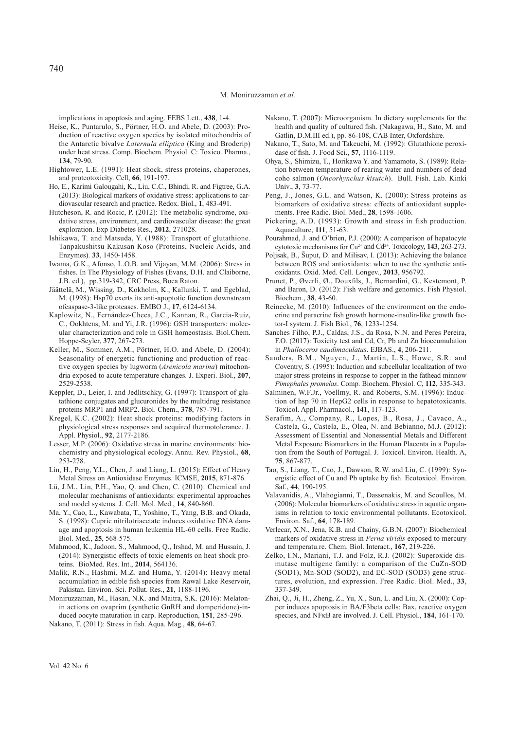implications in apoptosis and aging. FEBS Lett., **438**, 1-4.

Heise, K., Puntarulo, S., Pörtner, H.O. and Abele, D. (2003): Production of reactive oxygen species by isolated mitochondria of the Antarctic bivalve *Laternula elliptica* (King and Broderip) under heat stress. Comp. Biochem. Physiol. C: Toxico. Pharma., **134**, 79-90.

Hightower, L.E. (1991): Heat shock, stress proteins, chaperones, and proteotoxicity. Cell, **66**, 191-197.

Ho, E., Karimi Galougahi, K., Liu, C.C., Bhindi, R. and Figtree, G.A. (2013): Biological markers of oxidative stress: applications to cardiovascular research and practice. Redox. Biol., **1**, 483-491.

Hutcheson, R. and Rocic, P. (2012): The metabolic syndrome, oxidative stress, environment, and cardiovascular disease: the great exploration. Exp Diabetes Res., **2012**, 271028.

Ishikawa, T. and Matsuda, Y. (1988): Transport of glutathione. Tanpakushitsu Kakusan Koso (Proteins, Nucleic Acids, and Enzymes). **33**, 1450-1458.

Iwama, G.K., Afonso, L.O.B. and Vijayan, M.M. (2006): Stress in fishes. In The Physiology of Fishes (Evans, D.H. and Claiborne, J.B. ed.), pp.319-342, CRC Press, Boca Raton.

Jäättelä, M., Wissing, D., Kokholm, K., Kallunki, T. and Egeblad, M. (1998): Hsp70 exerts its anti-apoptotic function downstream ofcaspase-3-like proteases. EMBO J., **17**, 6124-6134.

Kaplowitz, N., Fernández-Checa, J.C., Kannan, R., Garcia-Ruiz, C., Ookhtens, M. and Yi, J.R. (1996): GSH transporters: molecular characterization and role in GSH homeostasis. Biol.Chem. Hoppe-Seyler, **377**, 267-273.

Keller, M., Sommer, A.M., Pörtner, H.O. and Abele, D. (2004): Seasonality of energetic functioning and production of reactive oxygen species by lugworm (*Arenicola marina*) mitochondria exposed to acute temperature changes. J. Experi. Biol., **207**, 2529-2538.

Keppler, D., Leier, I. and Jedlitschky, G. (1997): Transport of glutathione conjugates and glucuronides by the multidrug resistance proteins MRP1 and MRP2. Biol. Chem., **378**, 787-791.

Kregel, K.C. (2002): Heat shock proteins: modifying factors in physiological stress responses and acquired thermotolerance. J. Appl. Physiol., **92**, 2177-2186.

Lesser, M.P. (2006): Oxidative stress in marine environments: biochemistry and physiological ecology. Annu. Rev. Physiol., **68**, 253-278.

Lin, H., Peng, Y.L., Chen, J. and Liang, L. (2015): Effect of Heavy Metal Stress on Antioxidase Enzymes. ICMSE, **2015**, 871-876.

Lü, J.M., Lin, P.H., Yao, Q. and Chen, C. (2010): Chemical and molecular mechanisms of antioxidants: experimental approaches and model systems. J. Cell. Mol. Med., **14**, 840-860.

Ma, Y., Cao, L., Kawabata, T., Yoshino, T., Yang, B.B. and Okada, S. (1998): Cupric nitrilotriacetate induces oxidative DNA damage and apoptosis in human leukemia HL-60 cells. Free Radic. Biol. Med., **25**, 568-575.

Mahmood, K., Jadoon, S., Mahmood, Q., Irshad, M. and Hussain, J. (2014): Synergistic effects of toxic elements on heat shock proteins. BioMed. Res. Int., **2014**, 564136.

Malik, R.N., Hashmi, M.Z. and Huma, Y. (2014): Heavy metal accumulation in edible fish species from Rawal Lake Reservoir, Pakistan. Environ. Sci. Pollut. Res., **21**, 1188-1196.

Moniruzzaman, M., Hasan, N.K. and Maitra, S.K. (2016): Melatonin actions on ovaprim (synthetic GnRH and domperidone)-induced oocyte maturation in carp. Reproduction, **151**, 285-296.

Nakano, T. (2011): Stress in fish. Aqua. Mag., **48**, 64-67.

Nakano, T. (2007): Microorganism. In dietary supplements for the health and quality of cultured fish. (Nakagawa, H., Sato, M. and Gatlin, D.M.III ed.), pp. 86-108, CAB Inter, Oxfordshire.

Nakano, T., Sato, M. and Takeuchi, M. (1992): Glutathione peroxidase of fish. J. Food Sci., **57**, 1116-1119.

Ohya, S., Shimizu, T., Horikawa Y. and Yamamoto, S. (1989): Relation between temperature of rearing water and numbers of dead coho salmon (*Oncorhynchus kisutch*). Bull. Fish. Lab. Kinki Univ., **3**, 73-77.

Peng, J., Jones, G.L. and Watson, K. (2000): Stress proteins as biomarkers of oxidative stress: effects of antioxidant supplements. Free Radic. Biol. Med., **28**, 1598-1606.

Pickering, A.D. (1993): Growth and stress in fish production. Aquaculture, **111**, 51-63.

Pourahmad, J. and O'brien, P.J. (2000): A comparison of hepatocyte cytotoxic mechanisms for $Cu^{2+}$ and $Cd^{2+}$. Toxicology, **143**, 263-273.

Poljsak, B., Šuput, D. and Milisav, I. (2013): Achieving the balance between ROS and antioxidants: when to use the synthetic antioxidants. Oxid. Med. Cell. Longev., **2013**, 956792.

Prunet, P., Øverli, Ø., Douxfils, J., Bernardini, G., Kestemont, P. and Baron, D. (2012): Fish welfare and genomics. Fish Physiol. Biochem., **38**, 43-60.

Reinecke, M. (2010): Influences of the environment on the endocrine and paracrine fish growth hormone-insulin-like growth factor-I system. J. Fish Biol., **76**, 1233-1254.

Sanches Filho, P.J., Caldas, J.S., da Rosa, N.N. and Peres Pereira, F.O. (2017): Toxicity test and Cd, Cr, Pb and Zn bioccumulation in *Phalloceros caudimaculatus*. EJBAS., **4**, 206-211.

Sanders, B.M., Nguyen, J., Martin, L.S., Howe, S.R. and Coventry, S. (1995): Induction and subcellular localization of two major stress proteins in response to copper in the fathead minnow *Pimephales promelas*. Comp. Biochem. Physiol. C, **112**, 335-343.

Salminen, W.F.Jr., Voellmy, R. and Roberts, S.M. (1996): Induction of hsp 70 in HepG2 cells in response to hepatotoxicants. Toxicol. Appl. Pharmacol., **141**, 117-123.

Serafim, A., Company, R., Lopes, B., Rosa, J., Cavaco, A., Castela, G., Castela, E., Olea, N. and Bebianno, M.J. (2012): Assessment of Essential and Nonessential Metals and Different Metal Exposure Biomarkers in the Human Placenta in a Population from the South of Portugal. J. Toxicol. Environ. Health. A, **75**, 867-877.

Tao, S., Liang, T., Cao, J., Dawson, R.W. and Liu, C. (1999): Synergistic effect of Cu and Pb uptake by fish. Ecotoxicol. Environ. Saf., **44**, 190-195.

Valavanidis, A., Vlahogianni, T., Dassenakis, M. and Scoullos, M. (2006): Molecular biomarkers of oxidative stress in aquatic organisms in relation to toxic environmental pollutants. Ecotoxicol. Environ. Saf., **64**, 178-189.

Verlecar, X.N., Jena, K.B. and Chainy, G.B.N. (2007): Biochemical markers of oxidative stress in *Perna viridis* exposed to mercury and temperatu.re. Chem. Biol. Interact., **167**, 219-226.

Zelko, I.N., Mariani, T.J. and Folz, R.J. (2002): Superoxide dismutase multigene family: a comparison of the CuZn-SOD (SOD1), Mn-SOD (SOD2), and EC-SOD (SOD3) gene structures, evolution, and expression. Free Radic. Biol. Med., **33**, 337-349.

Zhai, Q., Ji, H., Zheng, Z., Yu, X., Sun, L. and Liu, X. (2000): Copper induces apoptosis in BA/F3beta cells: Bax, reactive oxygen species, and NFκB are involved. J. Cell. Physiol., **184**, 161-170.